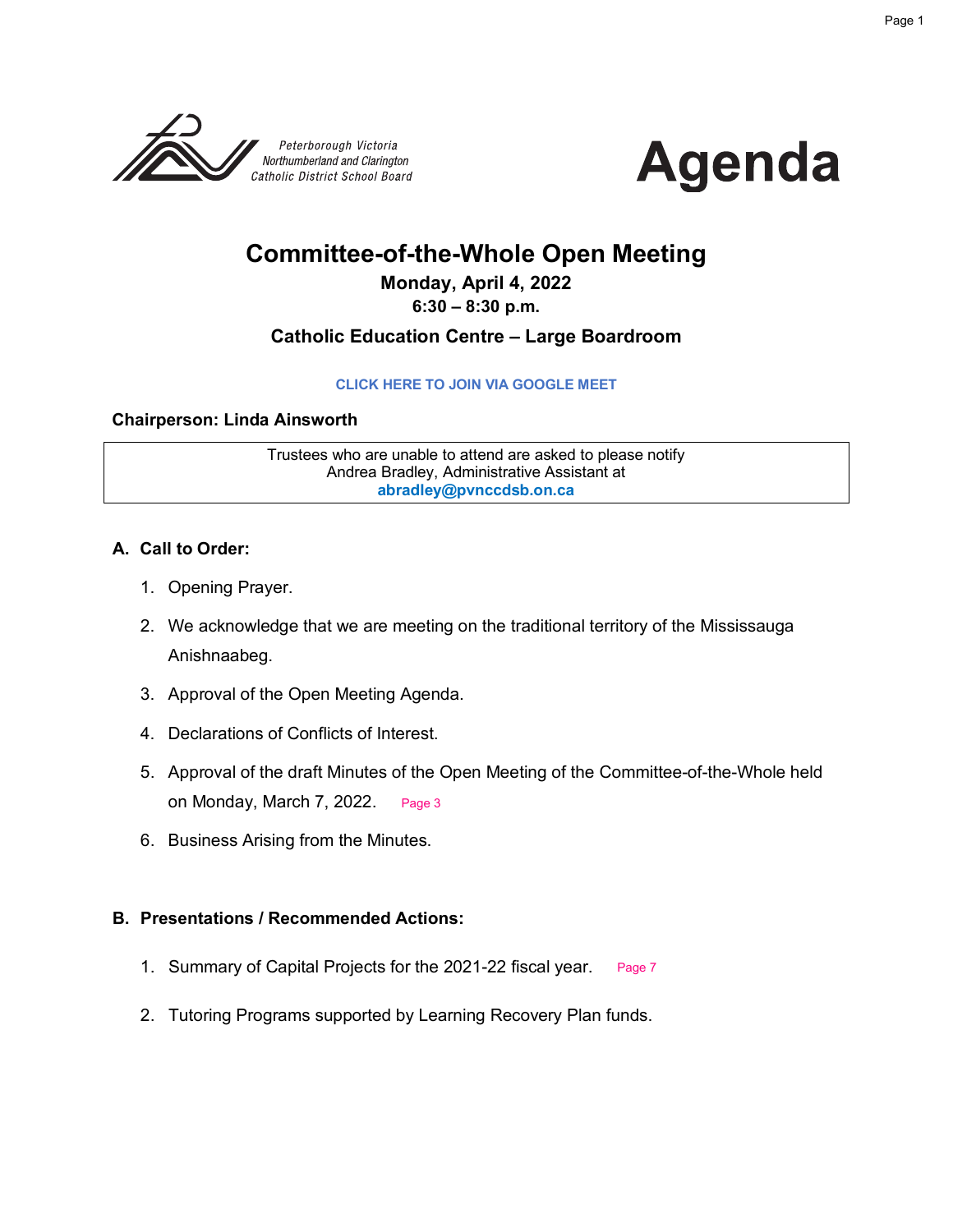Peterborough Victoria Northumberland and Clarington Catholic District School Board

# Agenda

## Committee-of-the-Whole Open Meeting

**Monday, April 4, 2022**

**6:30 – 8:30 p.m.**

**Catholic Education Centre – Large Boardroom**

**CLICK HERE TO JOIN VIA GOOGLE MEET**

**Chairperson: Linda Ainsworth**

Trustees who are unable to attend are asked to please notify Andrea Bradley, Administrative Assistant at **abradley@pvnccdsb.on.ca**

### A. Call to Order:

1. Opening Prayer.
2. We acknowledge that we are meeting on the traditional territory of the Mississauga Anishnaabeg.
3. Approval of the Open Meeting Agenda.
4. Declarations of Conflicts of Interest.
5. Approval of the draft Minutes of the Open Meeting of the Committee-of-the-Whole held on Monday, March 7, 2022. Page 3
6. Business Arising from the Minutes.

### B. Presentations / Recommended Actions:

1. Summary of Capital Projects for the 2021-22 fiscal year. Page 7
2. Tutoring Programs supported by Learning Recovery Plan funds.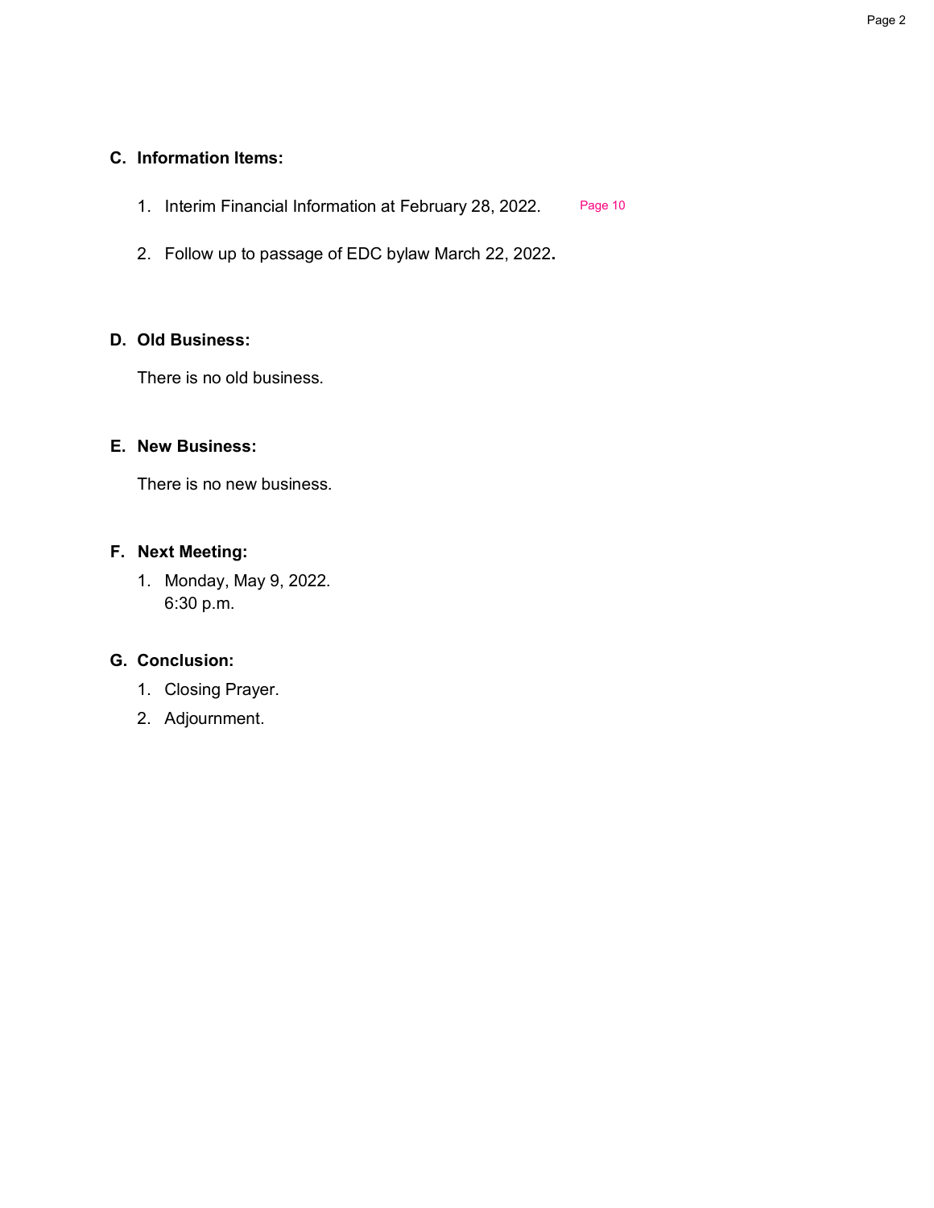## C. Information Items:

1. Interim Financial Information at February 28, 2022. Page 10

2. Follow up to passage of EDC bylaw March 22, 2022**.**

## D. Old Business:

There is no old business.

## E. New Business:

There is no new business.

## F. Next Meeting:

1. Monday, May 9, 2022.
   6:30 p.m.

## G. Conclusion:

1. Closing Prayer.
2. Adjournment.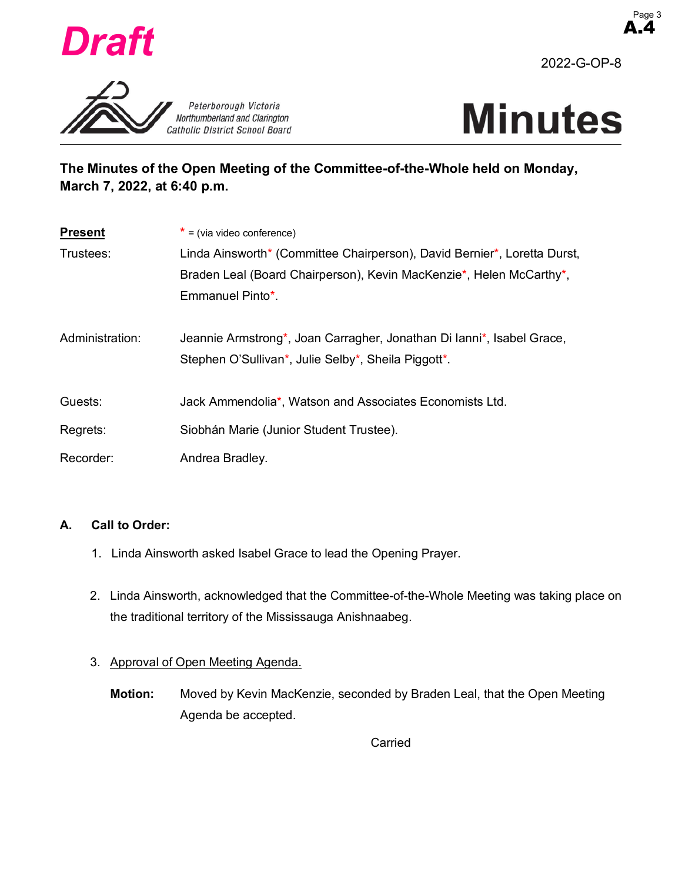Draft

2022-G-OP-8

Peterborough Victoria Northumberland and Clarington Catholic District School Board

# Minutes

**The Minutes of the Open Meeting of the Committee-of-the-Whole held on Monday, March 7, 2022, at 6:40 p.m.**

| **Present** | * = (via video conference) |
|---|---|
| Trustees: | Linda Ainsworth* (Committee Chairperson), David Bernier*, Loretta Durst, Braden Leal (Board Chairperson), Kevin MacKenzie*, Helen McCarthy*, Emmanuel Pinto*. |
| Administration: | Jeannie Armstrong*, Joan Carragher, Jonathan Di Ianni*, Isabel Grace, Stephen O'Sullivan*, Julie Selby*, Sheila Piggott*. |
| Guests: | Jack Ammendolia*, Watson and Associates Economists Ltd. |
| Regrets: | Siobhán Marie (Junior Student Trustee). |
| Recorder: | Andrea Bradley. |

**A. Call to Order:**

1. Linda Ainsworth asked Isabel Grace to lead the Opening Prayer.

2. Linda Ainsworth, acknowledged that the Committee-of-the-Whole Meeting was taking place on the traditional territory of the Mississauga Anishnaabeg.

3. Approval of Open Meeting Agenda.

   **Motion:** Moved by Kevin MacKenzie, seconded by Braden Leal, that the Open Meeting Agenda be accepted.

   Carried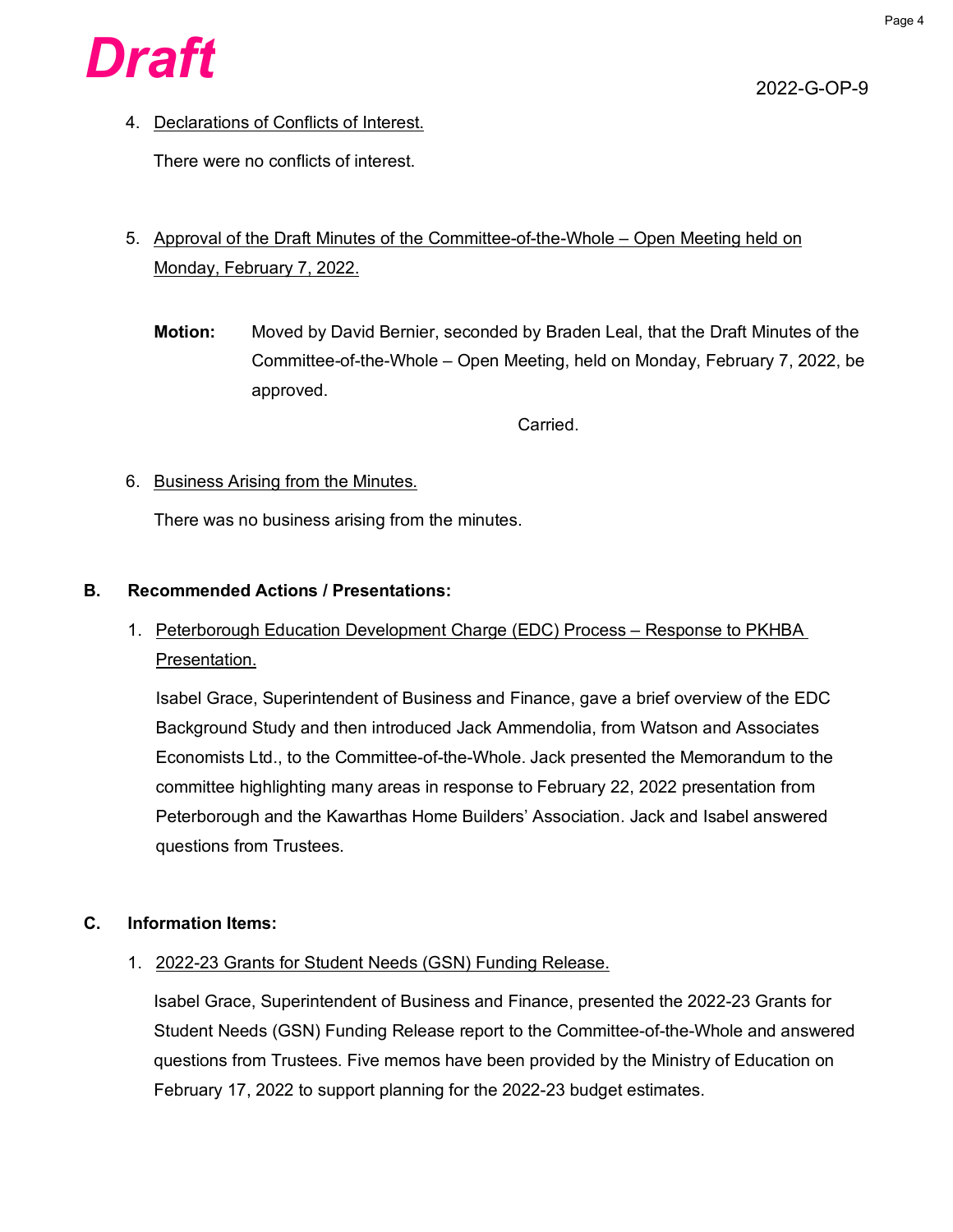**Draft**

2022-G-OP-9

4. Declarations of Conflicts of Interest.

   There were no conflicts of interest.

5. Approval of the Draft Minutes of the Committee-of-the-Whole – Open Meeting held on Monday, February 7, 2022.

   **Motion:** Moved by David Bernier, seconded by Braden Leal, that the Draft Minutes of the Committee-of-the-Whole – Open Meeting, held on Monday, February 7, 2022, be approved.

   Carried.

6. Business Arising from the Minutes.

   There was no business arising from the minutes.

**B. Recommended Actions / Presentations:**

1. Peterborough Education Development Charge (EDC) Process – Response to PKHBA Presentation.

   Isabel Grace, Superintendent of Business and Finance, gave a brief overview of the EDC Background Study and then introduced Jack Ammendolia, from Watson and Associates Economists Ltd., to the Committee-of-the-Whole. Jack presented the Memorandum to the committee highlighting many areas in response to February 22, 2022 presentation from Peterborough and the Kawarthas Home Builders' Association. Jack and Isabel answered questions from Trustees.

**C. Information Items:**

1. 2022-23 Grants for Student Needs (GSN) Funding Release.

   Isabel Grace, Superintendent of Business and Finance, presented the 2022-23 Grants for Student Needs (GSN) Funding Release report to the Committee-of-the-Whole and answered questions from Trustees. Five memos have been provided by the Ministry of Education on February 17, 2022 to support planning for the 2022-23 budget estimates.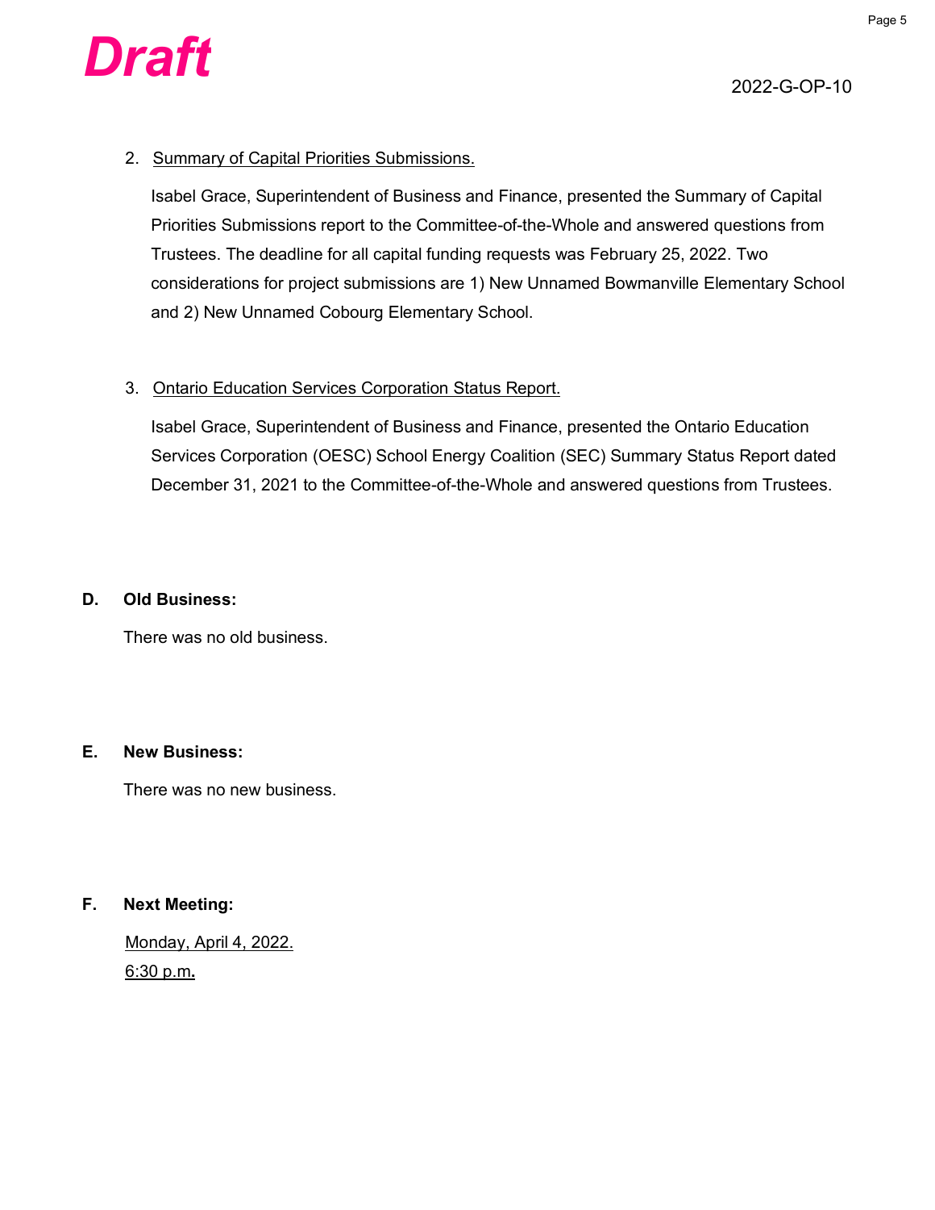**Draft**

2022-G-OP-10

2. Summary of Capital Priorities Submissions.

   Isabel Grace, Superintendent of Business and Finance, presented the Summary of Capital Priorities Submissions report to the Committee-of-the-Whole and answered questions from Trustees. The deadline for all capital funding requests was February 25, 2022. Two considerations for project submissions are 1) New Unnamed Bowmanville Elementary School and 2) New Unnamed Cobourg Elementary School.

3. Ontario Education Services Corporation Status Report.

   Isabel Grace, Superintendent of Business and Finance, presented the Ontario Education Services Corporation (OESC) School Energy Coalition (SEC) Summary Status Report dated December 31, 2021 to the Committee-of-the-Whole and answered questions from Trustees.

**D. Old Business:**

There was no old business.

**E. New Business:**

There was no new business.

**F. Next Meeting:**

Monday, April 4, 2022.
6:30 p.m.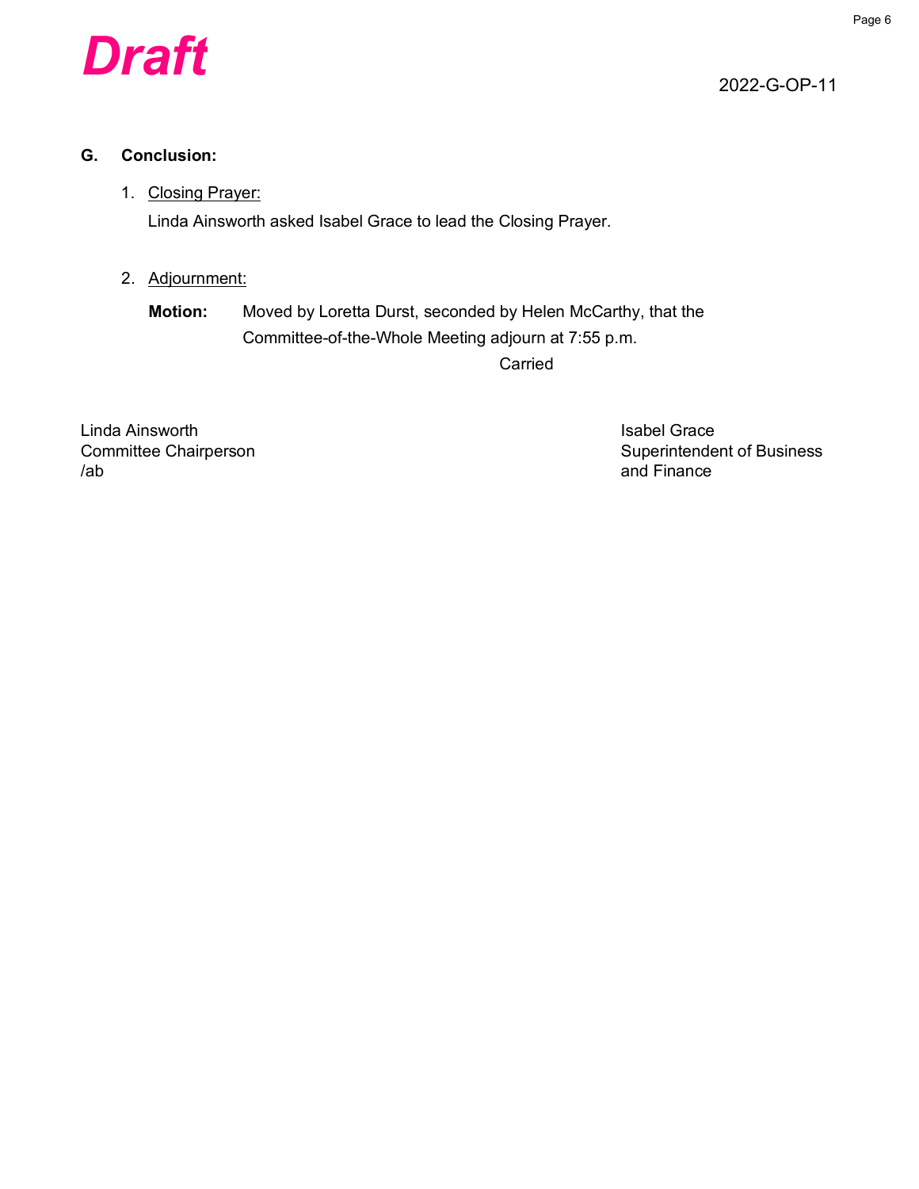**Draft**

2022-G-OP-11

## G. Conclusion:

1. Closing Prayer:

   Linda Ainsworth asked Isabel Grace to lead the Closing Prayer.

2. Adjournment:

   **Motion:** Moved by Loretta Durst, seconded by Helen McCarthy, that the Committee-of-the-Whole Meeting adjourn at 7:55 p.m.

   Carried

Linda Ainsworth
Committee Chairperson
/ab

Isabel Grace
Superintendent of Business and Finance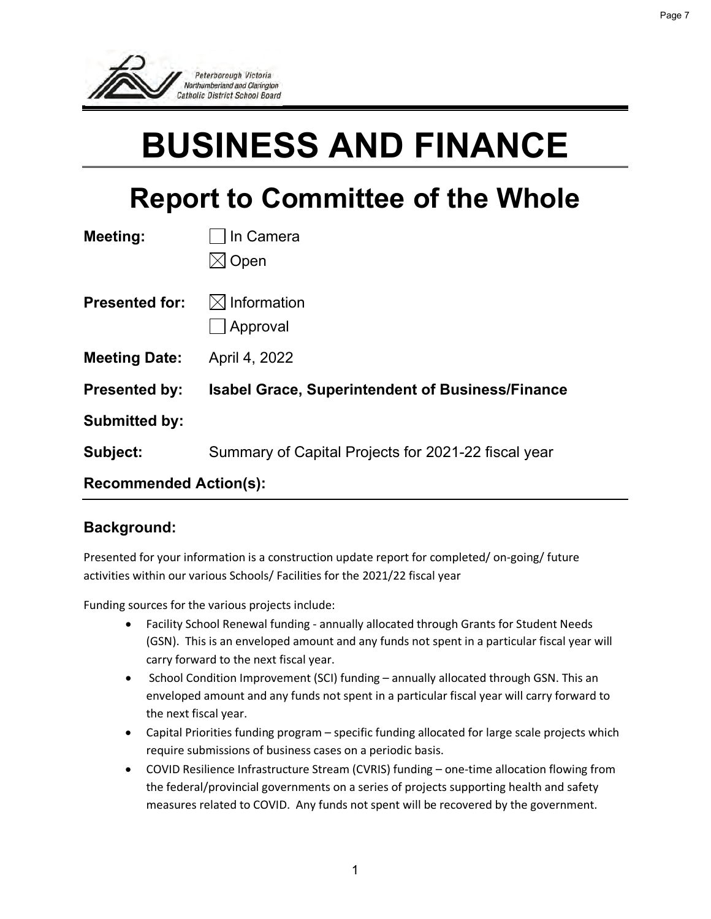Peterborough Victoria Northumberland and Clarington Catholic District School Board

# BUSINESS AND FINANCE

## Report to Committee of the Whole

**Meeting:** ☐ In Camera
☒ Open

**Presented for:** ☒ Information
☐ Approval

**Meeting Date:** April 4, 2022

**Presented by:** **Isabel Grace, Superintendent of Business/Finance**

**Submitted by:**

**Subject:** Summary of Capital Projects for 2021-22 fiscal year

**Recommended Action(s):**

### Background:

Presented for your information is a construction update report for completed/ on-going/ future activities within our various Schools/ Facilities for the 2021/22 fiscal year

Funding sources for the various projects include:

- Facility School Renewal funding - annually allocated through Grants for Student Needs (GSN). This is an enveloped amount and any funds not spent in a particular fiscal year will carry forward to the next fiscal year.
- School Condition Improvement (SCI) funding – annually allocated through GSN. This an enveloped amount and any funds not spent in a particular fiscal year will carry forward to the next fiscal year.
- Capital Priorities funding program – specific funding allocated for large scale projects which require submissions of business cases on a periodic basis.
- COVID Resilience Infrastructure Stream (CVRIS) funding – one-time allocation flowing from the federal/provincial governments on a series of projects supporting health and safety measures related to COVID. Any funds not spent will be recovered by the government.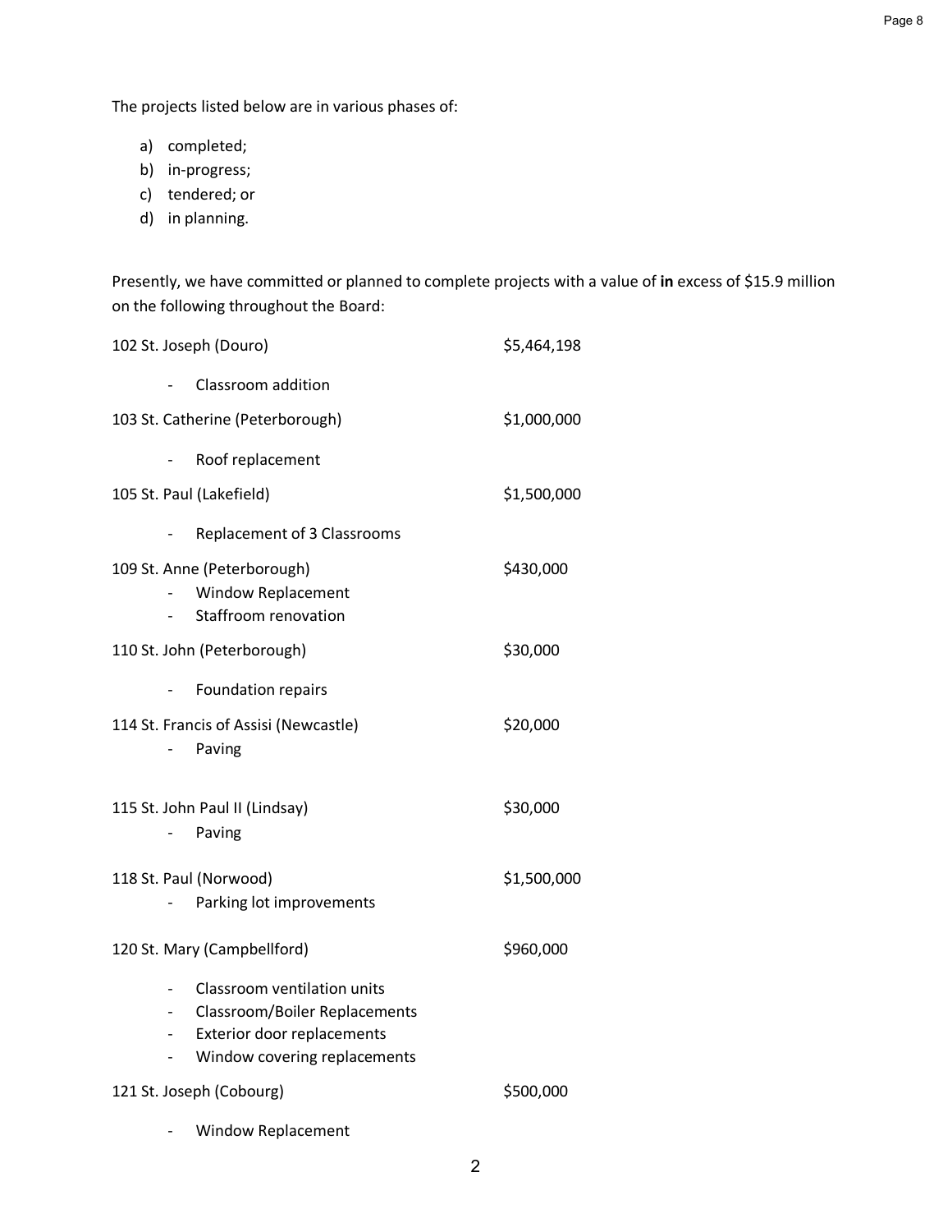The projects listed below are in various phases of:

a) completed;
b) in-progress;
c) tendered; or
d) in planning.

Presently, we have committed or planned to complete projects with a value of **in** excess of $15.9 million on the following throughout the Board:

102 St. Joseph (Douro) $5,464,198

- Classroom addition

103 St. Catherine (Peterborough) $1,000,000

- Roof replacement

105 St. Paul (Lakefield) $1,500,000

- Replacement of 3 Classrooms

109 St. Anne (Peterborough) $430,000

- Window Replacement
- Staffroom renovation

110 St. John (Peterborough) $30,000

- Foundation repairs

114 St. Francis of Assisi (Newcastle) $20,000

- Paving

115 St. John Paul II (Lindsay) $30,000

- Paving

118 St. Paul (Norwood) $1,500,000

- Parking lot improvements

120 St. Mary (Campbellford) $960,000

- Classroom ventilation units
- Classroom/Boiler Replacements
- Exterior door replacements
- Window covering replacements

121 St. Joseph (Cobourg) $500,000

- Window Replacement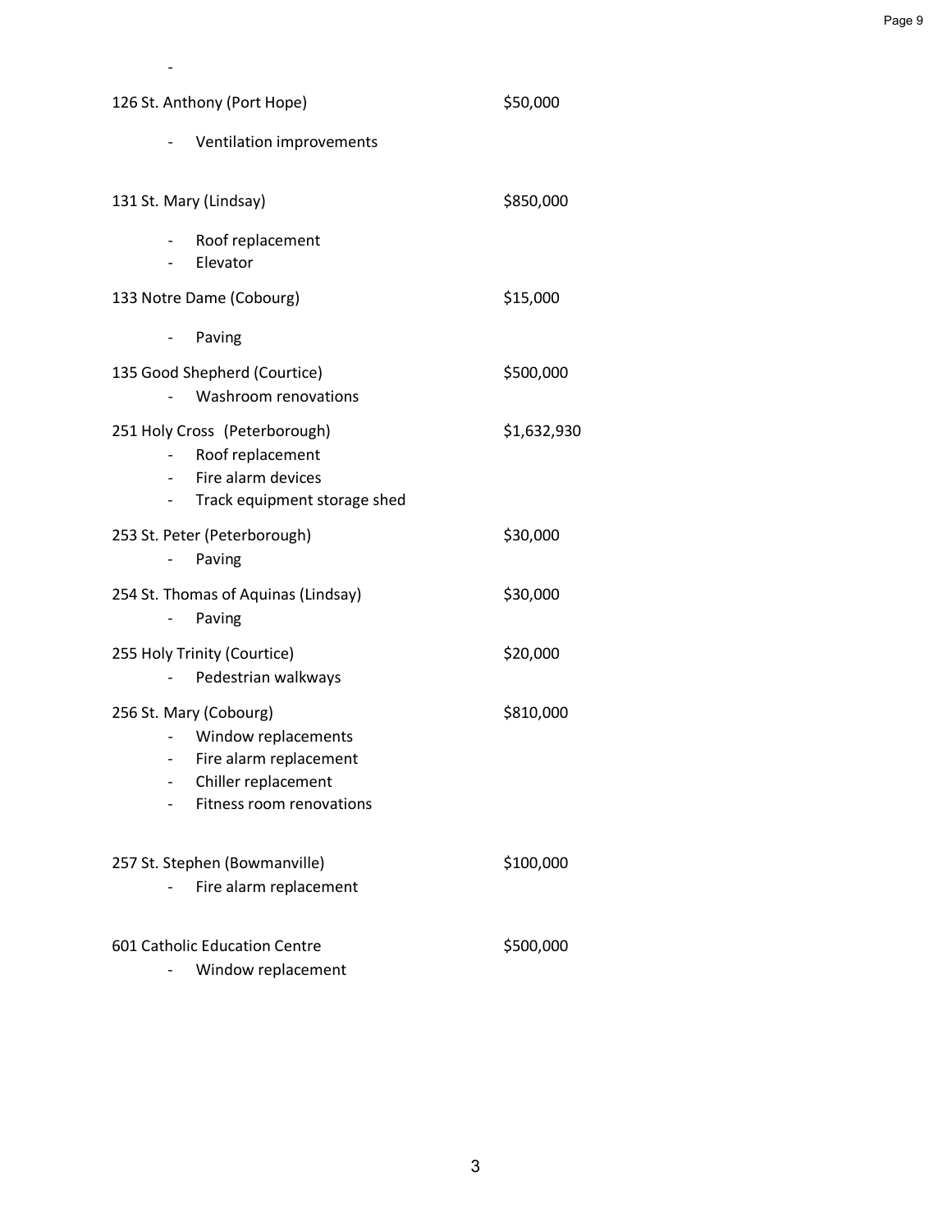126 St. Anthony (Port Hope) $50,000

- Ventilation improvements

131 St. Mary (Lindsay) $850,000

- Roof replacement
- Elevator

133 Notre Dame (Cobourg) $15,000

- Paving

135 Good Shepherd (Courtice) $500,000

- Washroom renovations

251 Holy Cross (Peterborough) $1,632,930

- Roof replacement
- Fire alarm devices
- Track equipment storage shed

253 St. Peter (Peterborough) $30,000

- Paving

254 St. Thomas of Aquinas (Lindsay) $30,000

- Paving

255 Holy Trinity (Courtice) $20,000

- Pedestrian walkways

256 St. Mary (Cobourg) $810,000

- Window replacements
- Fire alarm replacement
- Chiller replacement
- Fitness room renovations

257 St. Stephen (Bowmanville) $100,000

- Fire alarm replacement

601 Catholic Education Centre $500,000

- Window replacement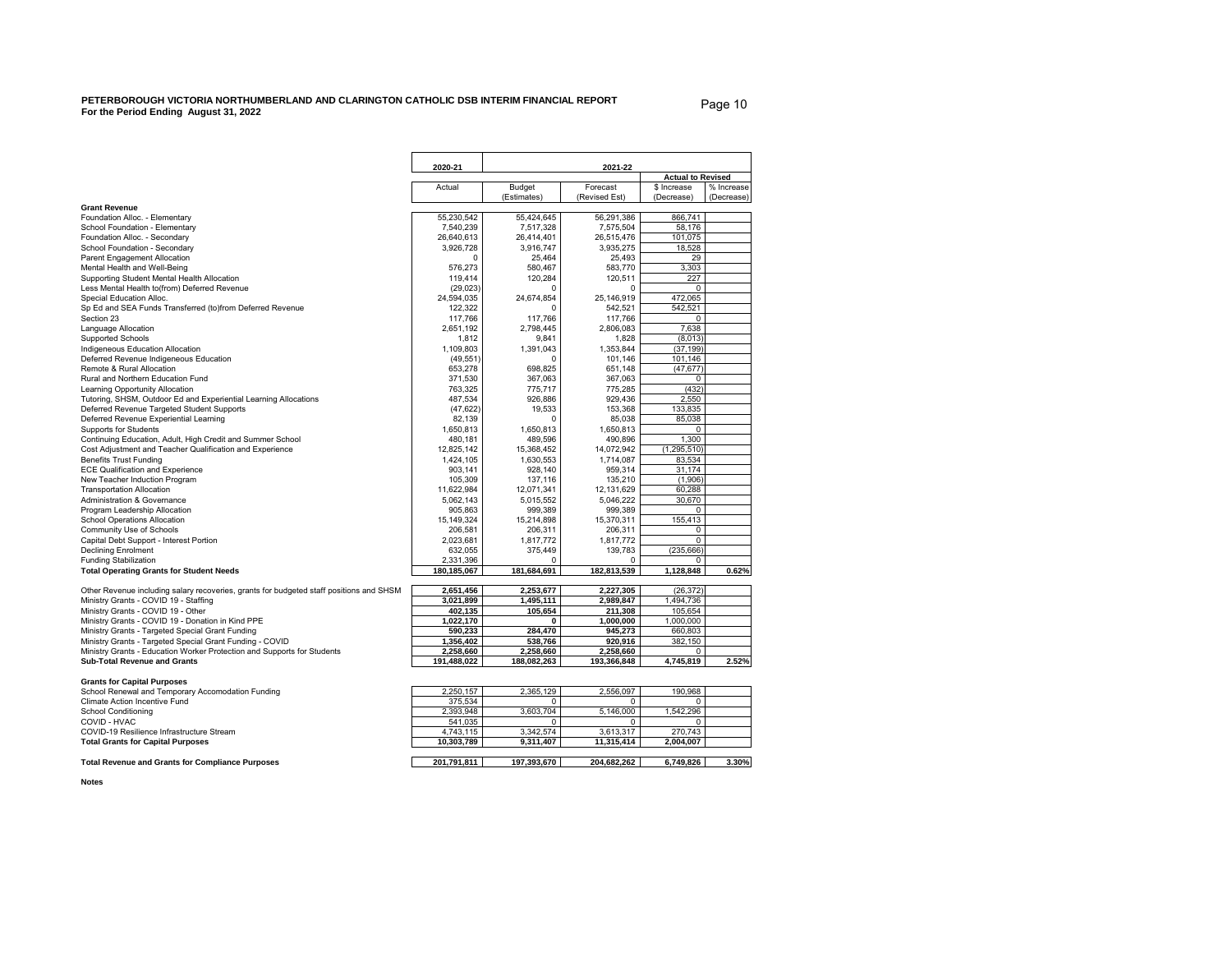**PETERBOROUGH VICTORIA NORTHUMBERLAND AND CLARINGTON CATHOLIC DSB INTERIM FINANCIAL REPORT**
**For the Period Ending August 31, 2022**

| | 2020-21 | 2021-22 | | | |
|---|---|---|---|---|---|
| | | | | Actual to Revised | |
| | Actual | Budget (Estimates) | Forecast (Revised Est) | $ Increase (Decrease) | % Increase (Decrease) |
| **Grant Revenue** | | | | | |
| Foundation Alloc. - Elementary | 55,230,542 | 55,424,645 | 56,291,386 | 866,741 | |
| School Foundation - Elementary | 7,540,239 | 7,517,328 | 7,575,504 | 58,176 | |
| Foundation Alloc. - Secondary | 26,640,613 | 26,414,401 | 26,515,476 | 101,075 | |
| School Foundation - Secondary | 3,926,728 | 3,916,747 | 3,935,275 | 18,528 | |
| Parent Engagement Allocation | 0 | 25,464 | 25,493 | 29 | |
| Mental Health and Well-Being | 576,273 | 580,467 | 583,770 | 3,303 | |
| Supporting Student Mental Health Allocation | 119,414 | 120,284 | 120,511 | 227 | |
| Less Mental Health to(from) Deferred Revenue | (29,023) | 0 | 0 | 0 | |
| Special Education Alloc. | 24,594,035 | 24,674,854 | 25,146,919 | 472,065 | |
| Sp Ed and SEA Funds Transferred (to)from Deferred Revenue | 122,322 | 0 | 542,521 | 542,521 | |
| Section 23 | 117,766 | 117,766 | 117,766 | 0 | |
| Language Allocation | 2,651,192 | 2,798,445 | 2,806,083 | 7,638 | |
| Supported Schools | 1,812 | 9,841 | 1,828 | (8,013) | |
| Indigeneous Education Allocation | 1,109,803 | 1,391,043 | 1,353,844 | (37,199) | |
| Deferred Revenue Indigeneous Education | (49,551) | 0 | 101,146 | 101,146 | |
| Remote & Rural Allocation | 653,278 | 698,825 | 651,148 | (47,677) | |
| Rural and Northern Education Fund | 371,530 | 367,063 | 367,063 | 0 | |
| Learning Opportunity Allocation | 763,325 | 775,717 | 775,285 | (432) | |
| Tutoring, SHSM, Outdoor Ed and Experiential Learning Allocations | 487,534 | 926,886 | 929,436 | 2,550 | |
| Deferred Revenue Targeted Student Supports | (47,622) | 19,533 | 153,368 | 133,835 | |
| Deferred Revenue Experiential Learning | 82,139 | 0 | 85,038 | 85,038 | |
| Supports for Students | 1,650,813 | 1,650,813 | 1,650,813 | 0 | |
| Continuing Education, Adult, High Credit and Summer School | 480,181 | 489,596 | 490,896 | 1,300 | |
| Cost Adjustment and Teacher Qualification and Experience | 12,825,142 | 15,368,452 | 14,072,942 | (1,295,510) | |
| Benefits Trust Funding | 1,424,105 | 1,630,553 | 1,714,087 | 83,534 | |
| ECE Qualification and Experience | 903,141 | 928,140 | 959,314 | 31,174 | |
| New Teacher Induction Program | 105,309 | 137,116 | 135,210 | (1,906) | |
| Transportation Allocation | 11,622,984 | 12,071,341 | 12,131,629 | 60,288 | |
| Administration & Governance | 5,062,143 | 5,015,552 | 5,046,222 | 30,670 | |
| Program Leadership Allocation | 905,863 | 999,389 | 999,389 | 0 | |
| School Operations Allocation | 15,149,324 | 15,214,898 | 15,370,311 | 155,413 | |
| Community Use of Schools | 206,581 | 206,311 | 206,311 | 0 | |
| Capital Debt Support - Interest Portion | 2,023,681 | 1,817,772 | 1,817,772 | 0 | |
| Declining Enrolment | 632,055 | 375,449 | 139,783 | (235,666) | |
| Funding Stabilization | 2,331,396 | 0 | 0 | 0 | |
| **Total Operating Grants for Student Needs** | **180,185,067** | **181,684,691** | **182,813,539** | **1,128,848** | **0.62%** |
| | | | | | |
| Other Revenue including salary recoveries, grants for budgeted staff positions and SHSM | **2,651,456** | **2,253,677** | **2,227,305** | (26,372) | |
| Ministry Grants - COVID 19 - Staffing | **3,021,899** | **1,495,111** | **2,989,847** | 1,494,736 | |
| Ministry Grants - COVID 19 - Other | **402,135** | **105,654** | **211,308** | 105,654 | |
| Ministry Grants - COVID 19 - Donation in Kind PPE | **1,022,170** | **0** | **1,000,000** | 1,000,000 | |
| Ministry Grants - Targeted Special Grant Funding | **590,233** | **284,470** | **945,273** | 660,803 | |
| Ministry Grants - Targeted Special Grant Funding - COVID | **1,356,402** | **538,766** | **920,916** | 382,150 | |
| Ministry Grants - Education Worker Protection and Supports for Students | **2,258,660** | **2,258,660** | **2,258,660** | 0 | |
| **Sub-Total Revenue and Grants** | **191,488,022** | **188,082,263** | **193,366,848** | **4,745,819** | **2.52%** |
| | | | | | |
| **Grants for Capital Purposes** | | | | | |
| School Renewal and Temporary Accomodation Funding | 2,250,157 | 2,365,129 | 2,556,097 | 190,968 | |
| Climate Action Incentive Fund | 375,534 | 0 | 0 | 0 | |
| School Conditioning | 2,393,948 | 3,603,704 | 5,146,000 | 1,542,296 | |
| COVID - HVAC | 541,035 | 0 | 0 | 0 | |
| COVID-19 Resilience Infrastructure Stream | 4,743,115 | 3,342,574 | 3,613,317 | 270,743 | |
| **Total Grants for Capital Purposes** | **10,303,789** | **9,311,407** | **11,315,414** | **2,004,007** | |
| | | | | | |
| **Total Revenue and Grants for Compliance Purposes** | **201,791,811** | **197,393,670** | **204,682,262** | **6,749,826** | **3.30%** |

**Notes**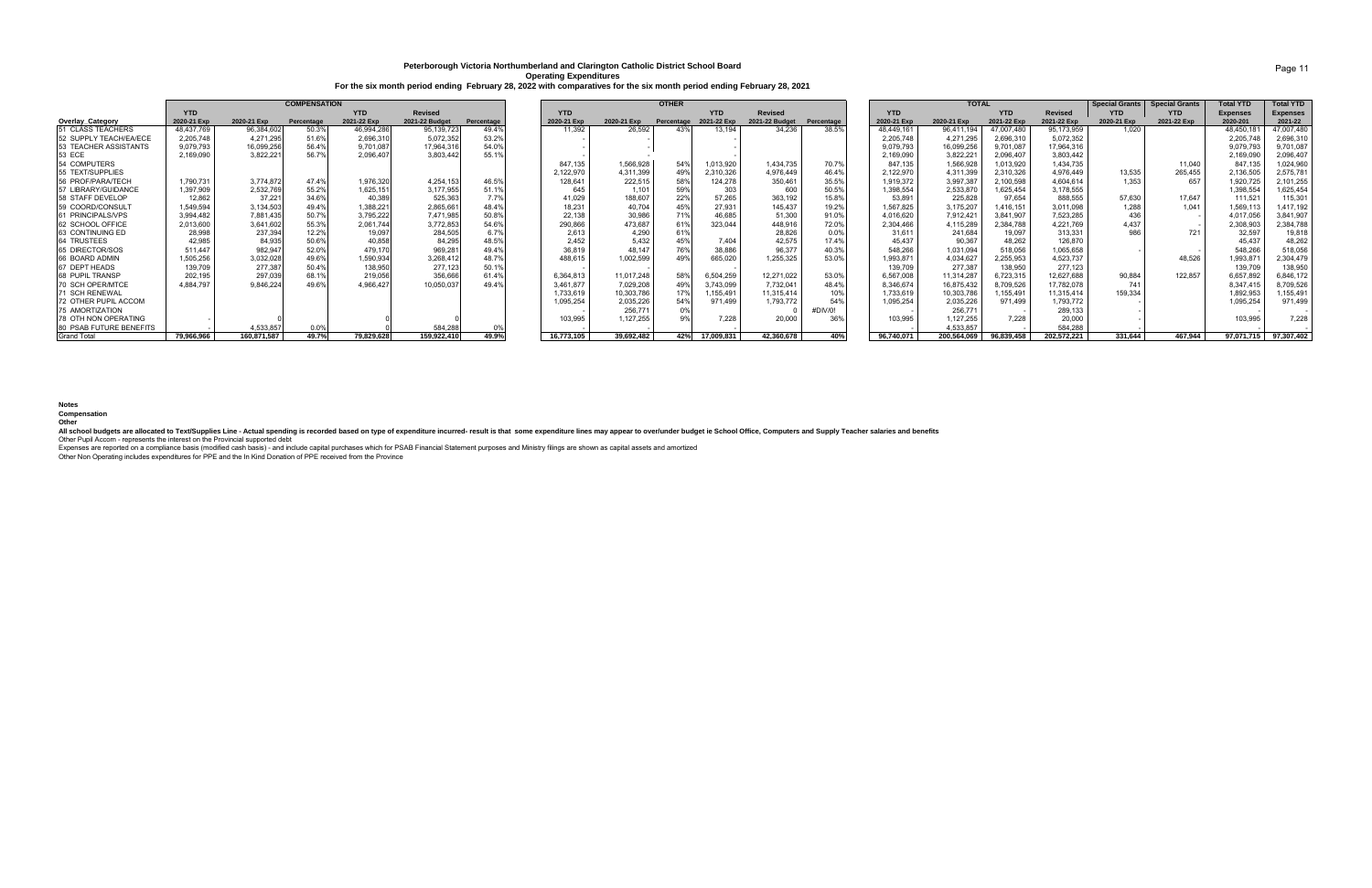# Peterborough Victoria Northumberland and Clarington Catholic District School Board

## Operating Expenditures

### For the six month period ending February 28, 2022 with comparatives for the six month period ending February 28, 2021

| | COMPENSATION | | | | | | OTHER | | | | | | TOTAL | | | | Special Grants | Special Grants | Total YTD | Total YTD |
|---|---|---|---|---|---|---|---|---|---|---|---|---|---|---|---|---|---|---|---|---|
| Overlay_Category | YTD 2020-21 Exp | 2020-21 Exp | Percentage | YTD 2021-22 Exp | Revised 2021-22 Budget | Percentage | YTD 2020-21 Exp | 2020-21 Exp | Percentage | YTD 2021-22 Exp | Revised 2021-22 Budget | Percentage | YTD 2020-21 Exp | 2020-21 Exp | YTD 2021-22 Exp | Revised 2021-22 Exp | YTD 2020-21 Exp | YTD 2021-22 Exp | Expenses 2020-201 | Expenses 2021-22 |
| 51 CLASS TEACHERS | 48,437,769 | 96,384,602 | 50.3% | 46,994,286 | 95,139,723 | 49.4% | 11,392 | 26,592 | 43% | 13,194 | 34,236 | 38.5% | 48,449,161 | 96,411,194 | 47,007,480 | 95,173,959 | 1,020 | | 48,450,181 | 47,007,480 |
| 52 SUPPLY TEACH/EA/ECE | 2,205,748 | 4,271,295 | 51.6% | 2,696,310 | 5,072,352 | 53.2% | - | - | | - | | | 2,205,748 | 4,271,295 | 2,696,310 | 5,072,352 | | | 2,205,748 | 2,696,310 |
| 53 TEACHER ASSISTANTS | 9,079,793 | 16,099,256 | 56.4% | 9,701,087 | 17,964,316 | 54.0% | - | - | | - | | | 9,079,793 | 16,099,256 | 9,701,087 | 17,964,316 | | | 9,079,793 | 9,701,087 |
| 53 ECE | 2,169,090 | 3,822,221 | 56.7% | 2,096,407 | 3,803,442 | 55.1% | - | - | | - | | | 2,169,090 | 3,822,221 | 2,096,407 | 3,803,442 | | | 2,169,090 | 2,096,407 |
| 54 COMPUTERS | | | | | | | 847,135 | 1,566,928 | 54% | 1,013,920 | 1,434,735 | 70.7% | 847,135 | 1,566,928 | 1,013,920 | 1,434,735 | | 11,040 | 847,135 | 1,024,960 |
| 55 TEXT/SUPPLIES | | | | | | | 2,122,970 | 4,311,399 | 49% | 2,310,326 | 4,976,449 | 46.4% | 2,122,970 | 4,311,399 | 2,310,326 | 4,976,449 | 13,535 | 265,455 | 2,136,505 | 2,575,781 |
| 56 PROF/PARA/TECH | 1,790,731 | 3,774,872 | 47.4% | 1,976,320 | 4,254,153 | 46.5% | 128,641 | 222,515 | 58% | 124,278 | 350,461 | 35.5% | 1,919,372 | 3,997,387 | 2,100,598 | 4,604,614 | 1,353 | 657 | 1,920,725 | 2,101,255 |
| 57 LIBRARY/GUIDANCE | 1,397,909 | 2,532,769 | 55.2% | 1,625,151 | 3,177,955 | 51.1% | 645 | 1,101 | 59% | 303 | 600 | 50.5% | 1,398,554 | 2,533,870 | 1,625,454 | 3,178,555 | | | 1,398,554 | 1,625,454 |
| 58 STAFF DEVELOP | 12,862 | 37,221 | 34.6% | 40,389 | 525,363 | 7.7% | 41,029 | 188,607 | 22% | 57,265 | 363,192 | 15.8% | 53,891 | 225,828 | 97,654 | 888,555 | 57,630 | 17,647 | 111,521 | 115,301 |
| 59 COORD/CONSULT | 1,549,594 | 3,134,503 | 49.4% | 1,388,221 | 2,865,661 | 48.4% | 18,231 | 40,704 | 45% | 27,931 | 145,437 | 19.2% | 1,567,825 | 3,175,207 | 1,416,151 | 3,011,098 | 1,288 | 1,041 | 1,569,113 | 1,417,192 |
| 61 PRINCIPALS/VPS | 3,994,482 | 7,881,435 | 50.7% | 3,795,222 | 7,471,985 | 50.8% | 22,138 | 30,986 | 71% | 46,685 | 51,300 | 91.0% | 4,016,620 | 7,912,421 | 3,841,907 | 7,523,285 | 436 | - | 4,017,056 | 3,841,907 |
| 62 SCHOOL OFFICE | 2,013,600 | 3,641,602 | 55.3% | 2,061,744 | 3,772,853 | 54.6% | 290,866 | 473,687 | 61% | 323,044 | 448,916 | 72.0% | 2,304,466 | 4,115,289 | 2,384,788 | 4,221,769 | 4,437 | - | 2,308,903 | 2,384,788 |
| 63 CONTINUING ED | 28,998 | 237,394 | 12.2% | 19,097 | 284,505 | 6.7% | 2,613 | 4,290 | 61% | - | 28,826 | 0.0% | 31,611 | 241,684 | 19,097 | 313,331 | 986 | 721 | 32,597 | 19,818 |
| 64 TRUSTEES | 42,985 | 84,935 | 50.6% | 40,858 | 84,295 | 48.5% | 2,452 | 5,432 | 45% | 7,404 | 42,575 | 17.4% | 45,437 | 90,367 | 48,262 | 126,870 | | | 45,437 | 48,262 |
| 65 DIRECTOR/SOS | 511,447 | 982,947 | 52.0% | 479,170 | 969,281 | 49.4% | 36,819 | 48,147 | 76% | 38,886 | 96,377 | 40.3% | 548,266 | 1,031,094 | 518,056 | 1,065,658 | - | - | 548,266 | 518,056 |
| 66 BOARD ADMIN | 1,505,256 | 3,032,028 | 49.6% | 1,590,934 | 3,268,412 | 48.7% | 488,615 | 1,002,599 | 49% | 665,020 | 1,255,325 | 53.0% | 1,993,871 | 4,034,627 | 2,255,953 | 4,523,737 | | 48,526 | 1,993,871 | 2,304,479 |
| 67 DEPT HEADS | 139,709 | 277,387 | 50.4% | 138,950 | 277,123 | 50.1% | - | - | | - | | | 139,709 | 277,387 | 138,950 | 277,123 | | | 139,709 | 138,950 |
| 68 PUPIL TRANSP | 202,195 | 297,039 | 68.1% | 219,056 | 356,666 | 61.4% | 6,364,813 | 11,017,248 | 58% | 6,504,259 | 12,271,022 | 53.0% | 6,567,008 | 11,314,287 | 6,723,315 | 12,627,688 | 90,884 | 122,857 | 6,657,892 | 6,846,172 |
| 70 SCH OPER/MTCE | 4,884,797 | 9,846,224 | 49.6% | 4,966,427 | 10,050,037 | 49.4% | 3,461,877 | 7,029,208 | 49% | 3,743,099 | 7,732,041 | 48.4% | 8,346,674 | 16,875,432 | 8,709,526 | 17,782,078 | 741 | | 8,347,415 | 8,709,526 |
| 71 SCH RENEWAL | | | | | | | 1,733,619 | 10,303,786 | 17% | 1,155,491 | 11,315,414 | 10% | 1,733,619 | 10,303,786 | 1,155,491 | 11,315,414 | 159,334 | | 1,892,953 | 1,155,491 |
| 72 OTHER PUPIL ACCOM | | | | | | | 1,095,254 | 2,035,226 | 54% | 971,499 | 1,793,772 | 54% | 1,095,254 | 2,035,226 | 971,499 | 1,793,772 | - | | 1,095,254 | 971,499 |
| 75 AMORTIZATION | | | | | | | - | 256,771 | 0% | | 0 | #DIV/0! | - | 256,771 | - | 289,133 | - | | - | - |
| 78 OTH NON OPERATING | - | 0 | | 0 | 0 | | 103,995 | 1,127,255 | 9% | 7,228 | 20,000 | 36% | 103,995 | 1,127,255 | 7,228 | 20,000 | - | | 103,995 | 7,228 |
| 80 PSAB FUTURE BENEFITS | - | 4,533,857 | 0.0% | 0 | 584,288 | 0% | - | - | | - | | | - | 4,533,857 | - | 584,288 | - | | - | - |
| Grand Total | 79,966,966 | 160,871,587 | 49.7% | 79,829,628 | 159,922,410 | 49.9% | 16,773,105 | 39,692,482 | 42% | 17,009,831 | 42,360,678 | 40% | 96,740,071 | 200,564,069 | 96,839,458 | 202,572,221 | 331,644 | 467,944 | 97,071,715 | 97,307,402 |

**Notes**

**Compensation**

**Other**

**All school budgets are allocated to Text/Supplies Line - Actual spending is recorded based on type of expenditure incurred- result is that some expenditure lines may appear to over/under budget ie School Office, Computers and Supply Teacher salaries and benefits**

Other Pupil Accom - represents the interest on the Provincial supported debt

Expenses are reported on a compliance basis (modified cash basis) - and include capital purchases which for PSAB Financial Statement purposes and Ministry filings are shown as capital assets and amortized

Other Non Operating includes expenditures for PPE and the In Kind Donation of PPE received from the Province